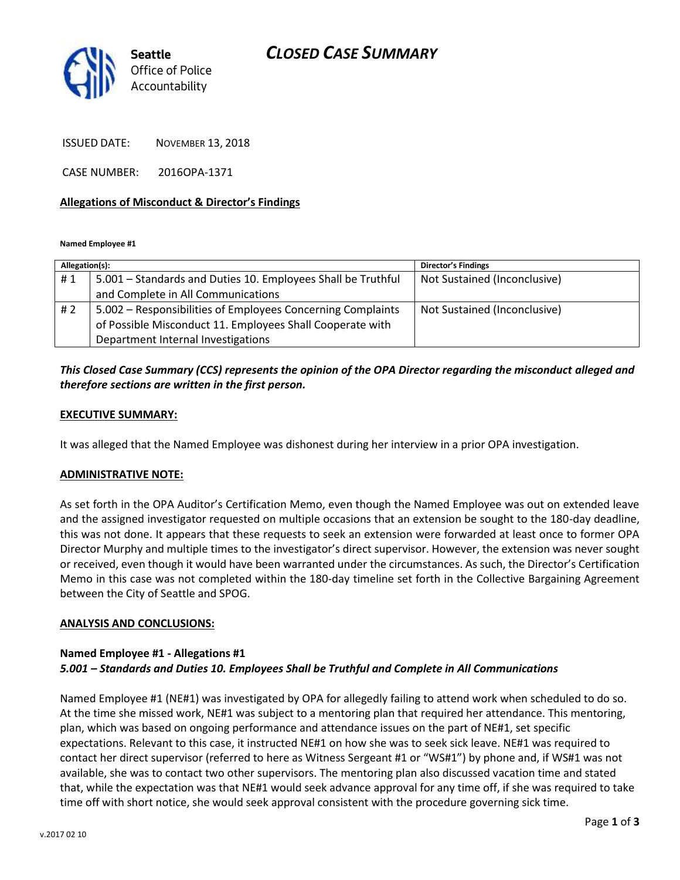# CLOSED CASE SUMMARY

Seattle Office of Police Accountability

ISSUED DATE: NOVEMBER 13, 2018

CASE NUMBER: 2016OPA-1371

**Allegations of Misconduct & Director's Findings**

**Named Employee #1**

| Allegation(s): | | Director's Findings |
|---|---|---|
| # 1 | 5.001 – Standards and Duties 10. Employees Shall be Truthful and Complete in All Communications | Not Sustained (Inconclusive) |
| # 2 | 5.002 – Responsibilities of Employees Concerning Complaints of Possible Misconduct 11. Employees Shall Cooperate with Department Internal Investigations | Not Sustained (Inconclusive) |

***This Closed Case Summary (CCS) represents the opinion of the OPA Director regarding the misconduct alleged and therefore sections are written in the first person.***

**EXECUTIVE SUMMARY:**

It was alleged that the Named Employee was dishonest during her interview in a prior OPA investigation.

**ADMINISTRATIVE NOTE:**

As set forth in the OPA Auditor's Certification Memo, even though the Named Employee was out on extended leave and the assigned investigator requested on multiple occasions that an extension be sought to the 180-day deadline, this was not done. It appears that these requests to seek an extension were forwarded at least once to former OPA Director Murphy and multiple times to the investigator's direct supervisor. However, the extension was never sought or received, even though it would have been warranted under the circumstances. As such, the Director's Certification Memo in this case was not completed within the 180-day timeline set forth in the Collective Bargaining Agreement between the City of Seattle and SPOG.

**ANALYSIS AND CONCLUSIONS:**

**Named Employee #1 - Allegations #1**
***5.001 – Standards and Duties 10. Employees Shall be Truthful and Complete in All Communications***

Named Employee #1 (NE#1) was investigated by OPA for allegedly failing to attend work when scheduled to do so. At the time she missed work, NE#1 was subject to a mentoring plan that required her attendance. This mentoring, plan, which was based on ongoing performance and attendance issues on the part of NE#1, set specific expectations. Relevant to this case, it instructed NE#1 on how she was to seek sick leave. NE#1 was required to contact her direct supervisor (referred to here as Witness Sergeant #1 or "WS#1") by phone and, if WS#1 was not available, she was to contact two other supervisors. The mentoring plan also discussed vacation time and stated that, while the expectation was that NE#1 would seek advance approval for any time off, if she was required to take time off with short notice, she would seek approval consistent with the procedure governing sick time.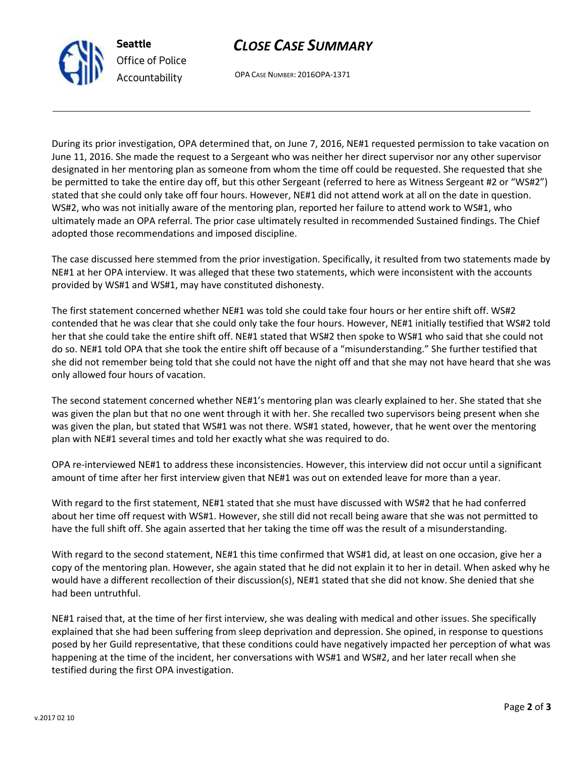During its prior investigation, OPA determined that, on June 7, 2016, NE#1 requested permission to take vacation on June 11, 2016. She made the request to a Sergeant who was neither her direct supervisor nor any other supervisor designated in her mentoring plan as someone from whom the time off could be requested. She requested that she be permitted to take the entire day off, but this other Sergeant (referred to here as Witness Sergeant #2 or "WS#2") stated that she could only take off four hours. However, NE#1 did not attend work at all on the date in question. WS#2, who was not initially aware of the mentoring plan, reported her failure to attend work to WS#1, who ultimately made an OPA referral. The prior case ultimately resulted in recommended Sustained findings. The Chief adopted those recommendations and imposed discipline.

The case discussed here stemmed from the prior investigation. Specifically, it resulted from two statements made by NE#1 at her OPA interview. It was alleged that these two statements, which were inconsistent with the accounts provided by WS#1 and WS#1, may have constituted dishonesty.

The first statement concerned whether NE#1 was told she could take four hours or her entire shift off. WS#2 contended that he was clear that she could only take the four hours. However, NE#1 initially testified that WS#2 told her that she could take the entire shift off. NE#1 stated that WS#2 then spoke to WS#1 who said that she could not do so. NE#1 told OPA that she took the entire shift off because of a "misunderstanding." She further testified that she did not remember being told that she could not have the night off and that she may not have heard that she was only allowed four hours of vacation.

The second statement concerned whether NE#1's mentoring plan was clearly explained to her. She stated that she was given the plan but that no one went through it with her. She recalled two supervisors being present when she was given the plan, but stated that WS#1 was not there. WS#1 stated, however, that he went over the mentoring plan with NE#1 several times and told her exactly what she was required to do.

OPA re-interviewed NE#1 to address these inconsistencies. However, this interview did not occur until a significant amount of time after her first interview given that NE#1 was out on extended leave for more than a year.

With regard to the first statement, NE#1 stated that she must have discussed with WS#2 that he had conferred about her time off request with WS#1. However, she still did not recall being aware that she was not permitted to have the full shift off. She again asserted that her taking the time off was the result of a misunderstanding.

With regard to the second statement, NE#1 this time confirmed that WS#1 did, at least on one occasion, give her a copy of the mentoring plan. However, she again stated that he did not explain it to her in detail. When asked why he would have a different recollection of their discussion(s), NE#1 stated that she did not know. She denied that she had been untruthful.

NE#1 raised that, at the time of her first interview, she was dealing with medical and other issues. She specifically explained that she had been suffering from sleep deprivation and depression. She opined, in response to questions posed by her Guild representative, that these conditions could have negatively impacted her perception of what was happening at the time of the incident, her conversations with WS#1 and WS#2, and her later recall when she testified during the first OPA investigation.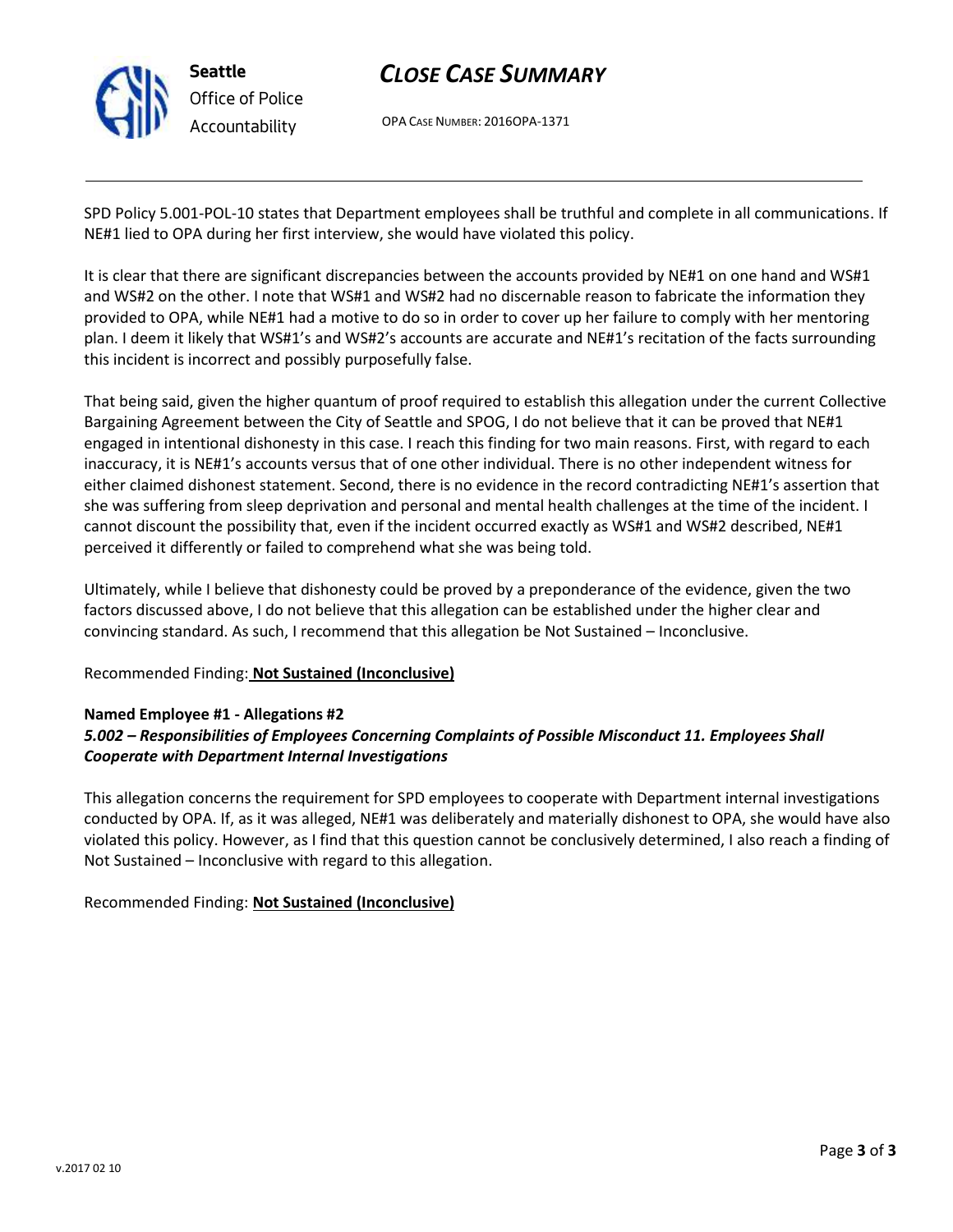SPD Policy 5.001-POL-10 states that Department employees shall be truthful and complete in all communications. If NE#1 lied to OPA during her first interview, she would have violated this policy.

It is clear that there are significant discrepancies between the accounts provided by NE#1 on one hand and WS#1 and WS#2 on the other. I note that WS#1 and WS#2 had no discernable reason to fabricate the information they provided to OPA, while NE#1 had a motive to do so in order to cover up her failure to comply with her mentoring plan. I deem it likely that WS#1's and WS#2's accounts are accurate and NE#1's recitation of the facts surrounding this incident is incorrect and possibly purposefully false.

That being said, given the higher quantum of proof required to establish this allegation under the current Collective Bargaining Agreement between the City of Seattle and SPOG, I do not believe that it can be proved that NE#1 engaged in intentional dishonesty in this case. I reach this finding for two main reasons. First, with regard to each inaccuracy, it is NE#1's accounts versus that of one other individual. There is no other independent witness for either claimed dishonest statement. Second, there is no evidence in the record contradicting NE#1's assertion that she was suffering from sleep deprivation and personal and mental health challenges at the time of the incident. I cannot discount the possibility that, even if the incident occurred exactly as WS#1 and WS#2 described, NE#1 perceived it differently or failed to comprehend what she was being told.

Ultimately, while I believe that dishonesty could be proved by a preponderance of the evidence, given the two factors discussed above, I do not believe that this allegation can be established under the higher clear and convincing standard. As such, I recommend that this allegation be Not Sustained – Inconclusive.

Recommended Finding: **Not Sustained (Inconclusive)**

**Named Employee #1 - Allegations #2**
***5.002 – Responsibilities of Employees Concerning Complaints of Possible Misconduct 11. Employees Shall Cooperate with Department Internal Investigations***

This allegation concerns the requirement for SPD employees to cooperate with Department internal investigations conducted by OPA. If, as it was alleged, NE#1 was deliberately and materially dishonest to OPA, she would have also violated this policy. However, as I find that this question cannot be conclusively determined, I also reach a finding of Not Sustained – Inconclusive with regard to this allegation.

Recommended Finding: **Not Sustained (Inconclusive)**